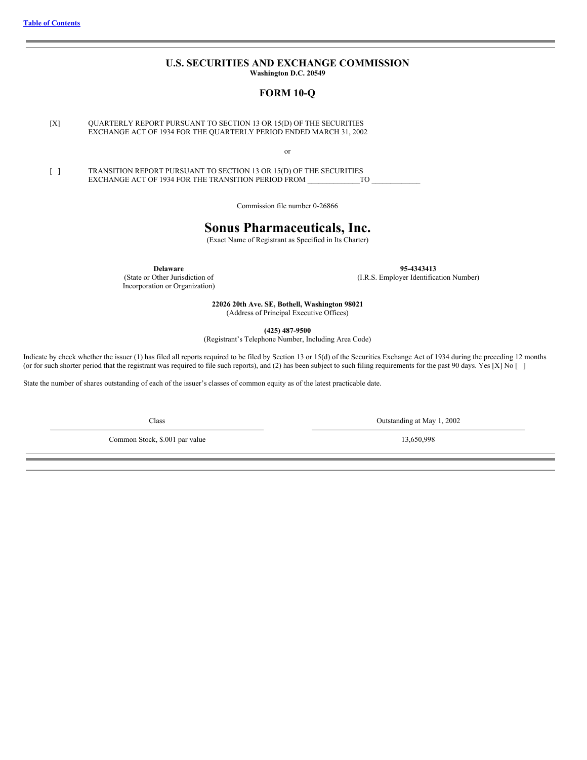Table of Contents

## U.S. SECURITIES AND EXCHANGE COMMISSION

**Washington D.C. 20549**

## FORM 10-Q

[X] QUARTERLY REPORT PURSUANT TO SECTION 13 OR 15(D) OF THE SECURITIES EXCHANGE ACT OF 1934 FOR THE QUARTERLY PERIOD ENDED MARCH 31, 2002

or

[ ] TRANSITION REPORT PURSUANT TO SECTION 13 OR 15(D) OF THE SECURITIES EXCHANGE ACT OF 1934 FOR THE TRANSITION PERIOD FROM _____________ TO ____________

Commission file number 0-26866

# Sonus Pharmaceuticals, Inc.

(Exact Name of Registrant as Specified in Its Charter)

| **Delaware** | **95-4343413** |
|---|---|
| (State or Other Jurisdiction of Incorporation or Organization) | (I.R.S. Employer Identification Number) |

**22026 20th Ave. SE, Bothell, Washington 98021**
(Address of Principal Executive Offices)

**(425) 487-9500**
(Registrant's Telephone Number, Including Area Code)

Indicate by check whether the issuer (1) has filed all reports required to be filed by Section 13 or 15(d) of the Securities Exchange Act of 1934 during the preceding 12 months (or for such shorter period that the registrant was required to file such reports), and (2) has been subject to such filing requirements for the past 90 days. Yes [X] No [ ]

State the number of shares outstanding of each of the issuer's classes of common equity as of the latest practicable date.

| Class | Outstanding at May 1, 2002 |
|---|---|
| Common Stock, $.001 par value | 13,650,998 |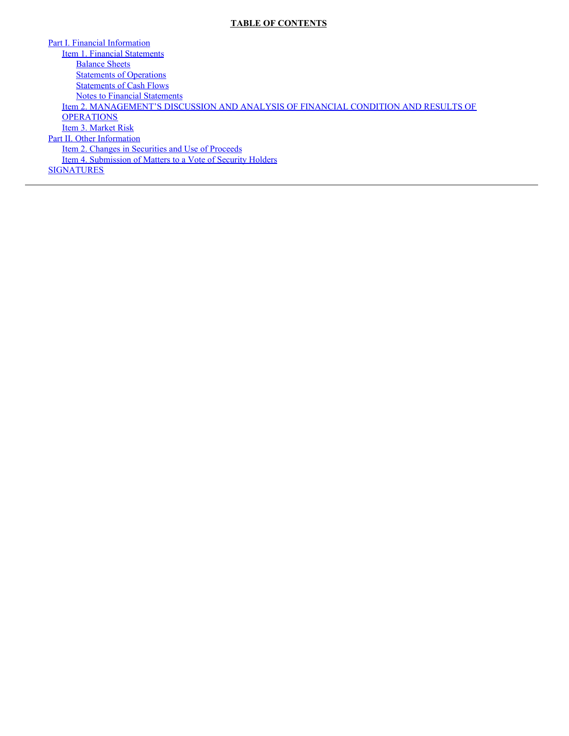**TABLE OF CONTENTS**

- Part I. Financial Information
  - Item 1. Financial Statements
    - Balance Sheets
    - Statements of Operations
    - Statements of Cash Flows
    - Notes to Financial Statements
  - Item 2. MANAGEMENT'S DISCUSSION AND ANALYSIS OF FINANCIAL CONDITION AND RESULTS OF OPERATIONS
  - Item 3. Market Risk
- Part II. Other Information
  - Item 2. Changes in Securities and Use of Proceeds
  - Item 4. Submission of Matters to a Vote of Security Holders
- SIGNATURES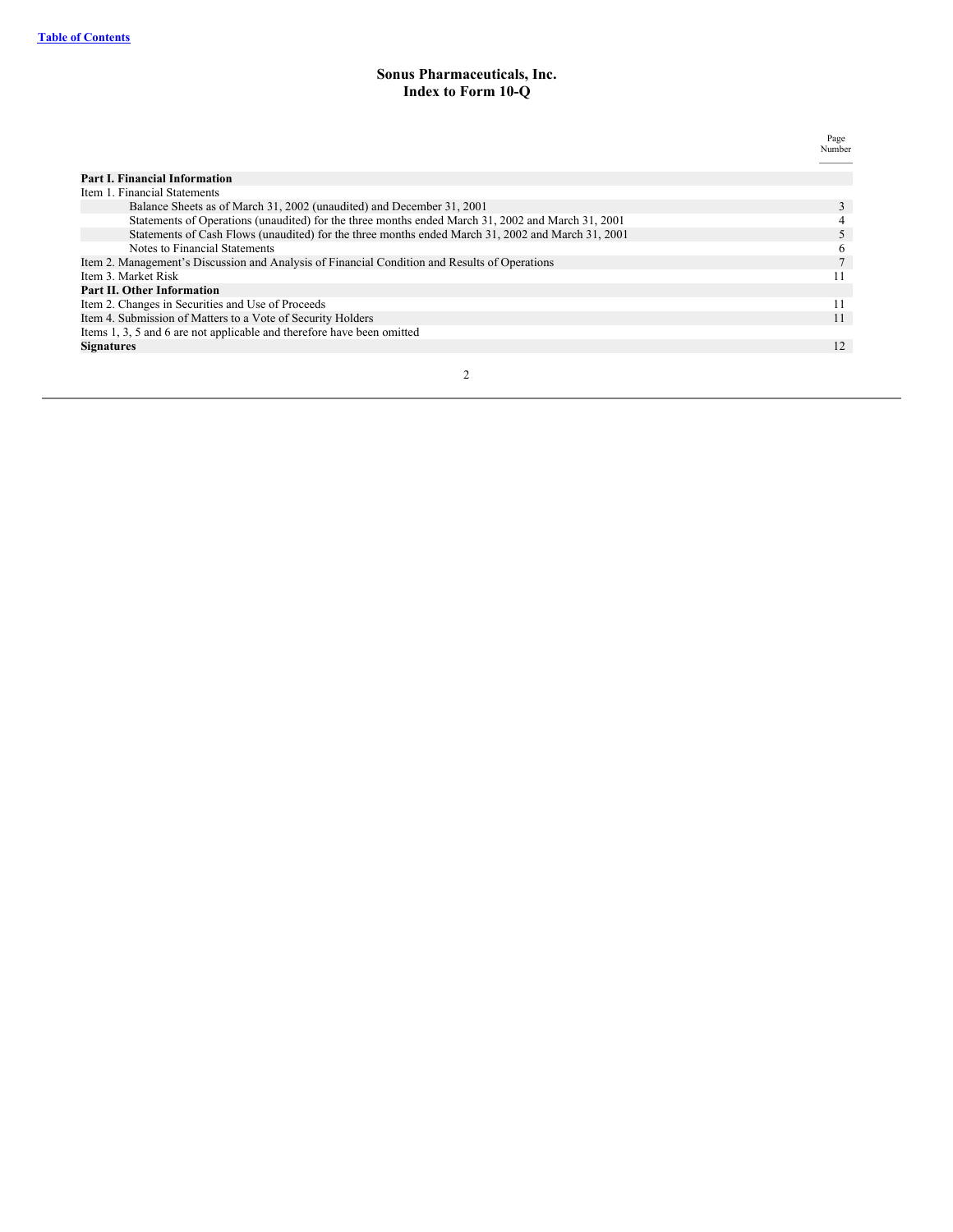[Table of Contents](#)

# Sonus Pharmaceuticals, Inc.
## Index to Form 10-Q

| | Page Number |
|---|---|
| **Part I. Financial Information** | |
| Item 1. Financial Statements | |
| Balance Sheets as of March 31, 2002 (unaudited) and December 31, 2001 | 3 |
| Statements of Operations (unaudited) for the three months ended March 31, 2002 and March 31, 2001 | 4 |
| Statements of Cash Flows (unaudited) for the three months ended March 31, 2002 and March 31, 2001 | 5 |
| Notes to Financial Statements | 6 |
| Item 2. Management's Discussion and Analysis of Financial Condition and Results of Operations | 7 |
| Item 3. Market Risk | 11 |
| **Part II. Other Information** | |
| Item 2. Changes in Securities and Use of Proceeds | 11 |
| Item 4. Submission of Matters to a Vote of Security Holders | 11 |
| Items 1, 3, 5 and 6 are not applicable and therefore have been omitted | |
| **Signatures** | 12 |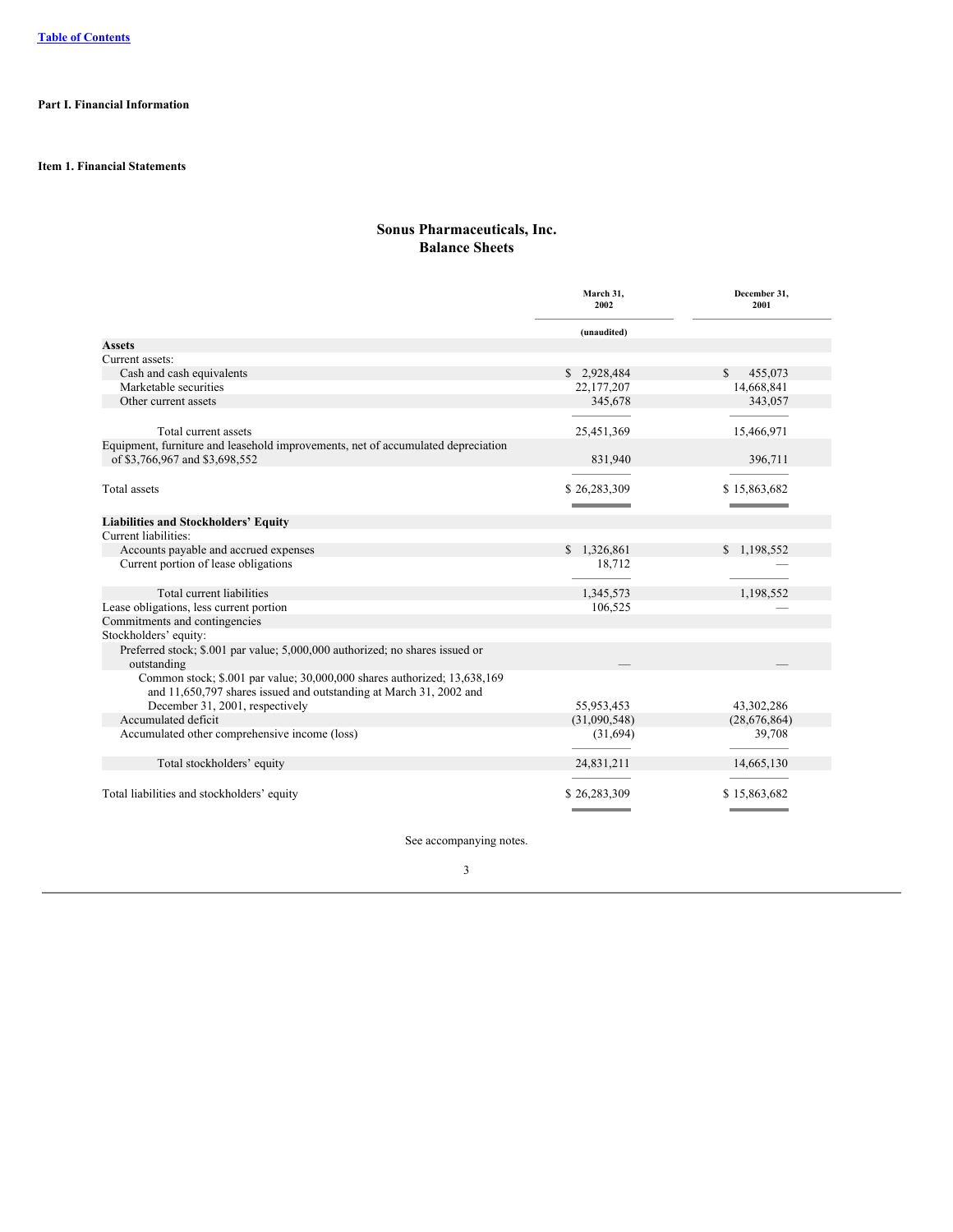[Table of Contents]

**Part I. Financial Information**

**Item 1. Financial Statements**

## Sonus Pharmaceuticals, Inc.
## Balance Sheets

| | March 31, 2002 | December 31, 2001 |
|---|---|---|
| | (unaudited) | |
| **Assets** | | |
| Current assets: | | |
| Cash and cash equivalents | $ 2,928,484 | $ 455,073 |
| Marketable securities | 22,177,207 | 14,668,841 |
| Other current assets | 345,678 | 343,057 |
| Total current assets | 25,451,369 | 15,466,971 |
| Equipment, furniture and leasehold improvements, net of accumulated depreciation of $3,766,967 and $3,698,552 | 831,940 | 396,711 |
| Total assets | $ 26,283,309 | $ 15,863,682 |
| **Liabilities and Stockholders' Equity** | | |
| Current liabilities: | | |
| Accounts payable and accrued expenses | $ 1,326,861 | $ 1,198,552 |
| Current portion of lease obligations | 18,712 | — |
| Total current liabilities | 1,345,573 | 1,198,552 |
| Lease obligations, less current portion | 106,525 | — |
| Commitments and contingencies | | |
| Stockholders' equity: | | |
| Preferred stock; $.001 par value; 5,000,000 authorized; no shares issued or outstanding | — | — |
| Common stock; $.001 par value; 30,000,000 shares authorized; 13,638,169 and 11,650,797 shares issued and outstanding at March 31, 2002 and December 31, 2001, respectively | 55,953,453 | 43,302,286 |
| Accumulated deficit | (31,090,548) | (28,676,864) |
| Accumulated other comprehensive income (loss) | (31,694) | 39,708 |
| Total stockholders' equity | 24,831,211 | 14,665,130 |
| Total liabilities and stockholders' equity | $ 26,283,309 | $ 15,863,682 |

See accompanying notes.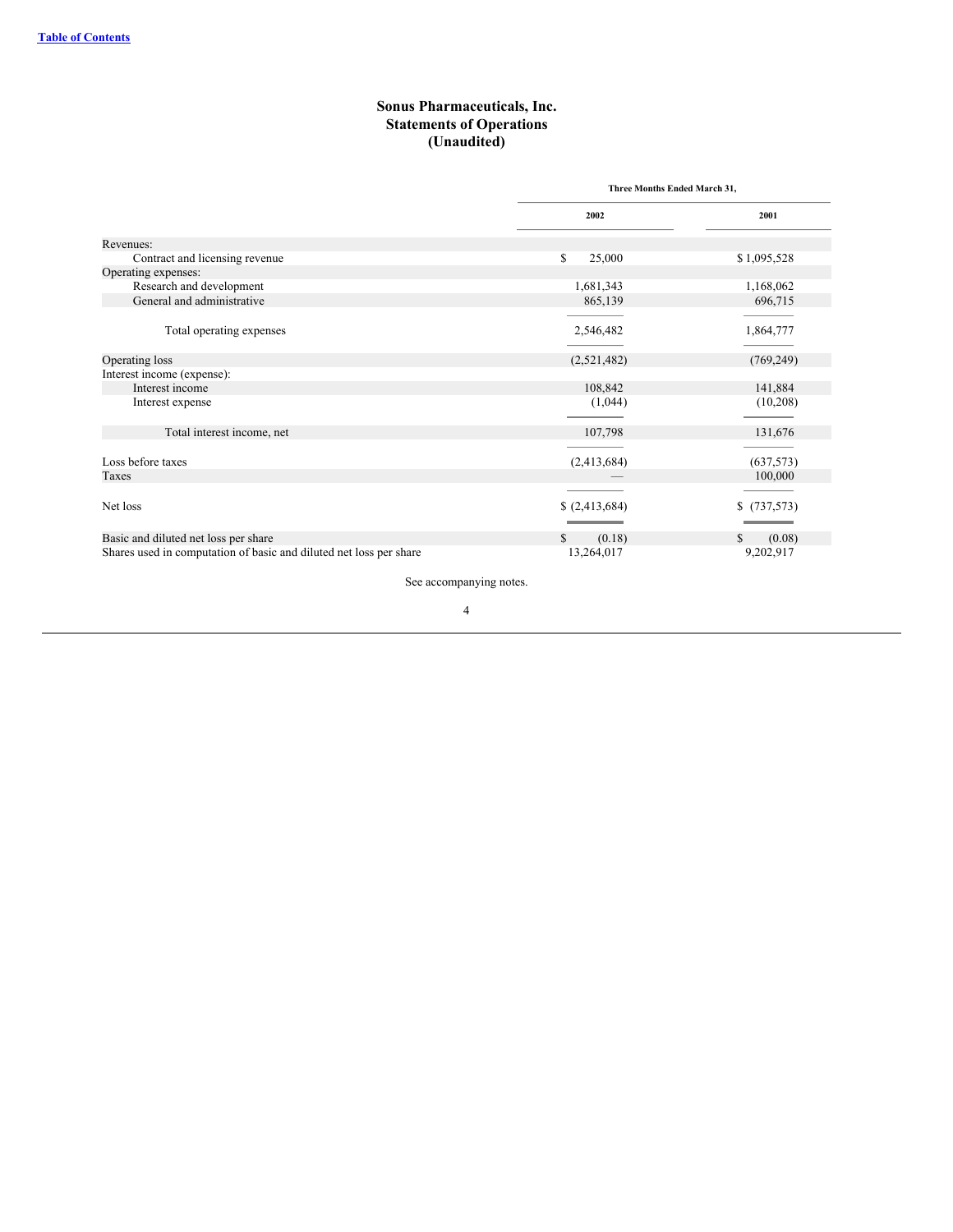# Sonus Pharmaceuticals, Inc.
## Statements of Operations
### (Unaudited)

| | Three Months Ended March 31, | |
|---|---|---|
| | 2002 | 2001 |
| Revenues: | | |
| Contract and licensing revenue | $ 25,000 | $ 1,095,528 |
| Operating expenses: | | |
| Research and development | 1,681,343 | 1,168,062 |
| General and administrative | 865,139 | 696,715 |
| Total operating expenses | 2,546,482 | 1,864,777 |
| Operating loss | (2,521,482) | (769,249) |
| Interest income (expense): | | |
| Interest income | 108,842 | 141,884 |
| Interest expense | (1,044) | (10,208) |
| Total interest income, net | 107,798 | 131,676 |
| Loss before taxes | (2,413,684) | (637,573) |
| Taxes | — | 100,000 |
| Net loss | $ (2,413,684) | $ (737,573) |
| Basic and diluted net loss per share | $ (0.18) | $ (0.08) |
| Shares used in computation of basic and diluted net loss per share | 13,264,017 | 9,202,917 |

See accompanying notes.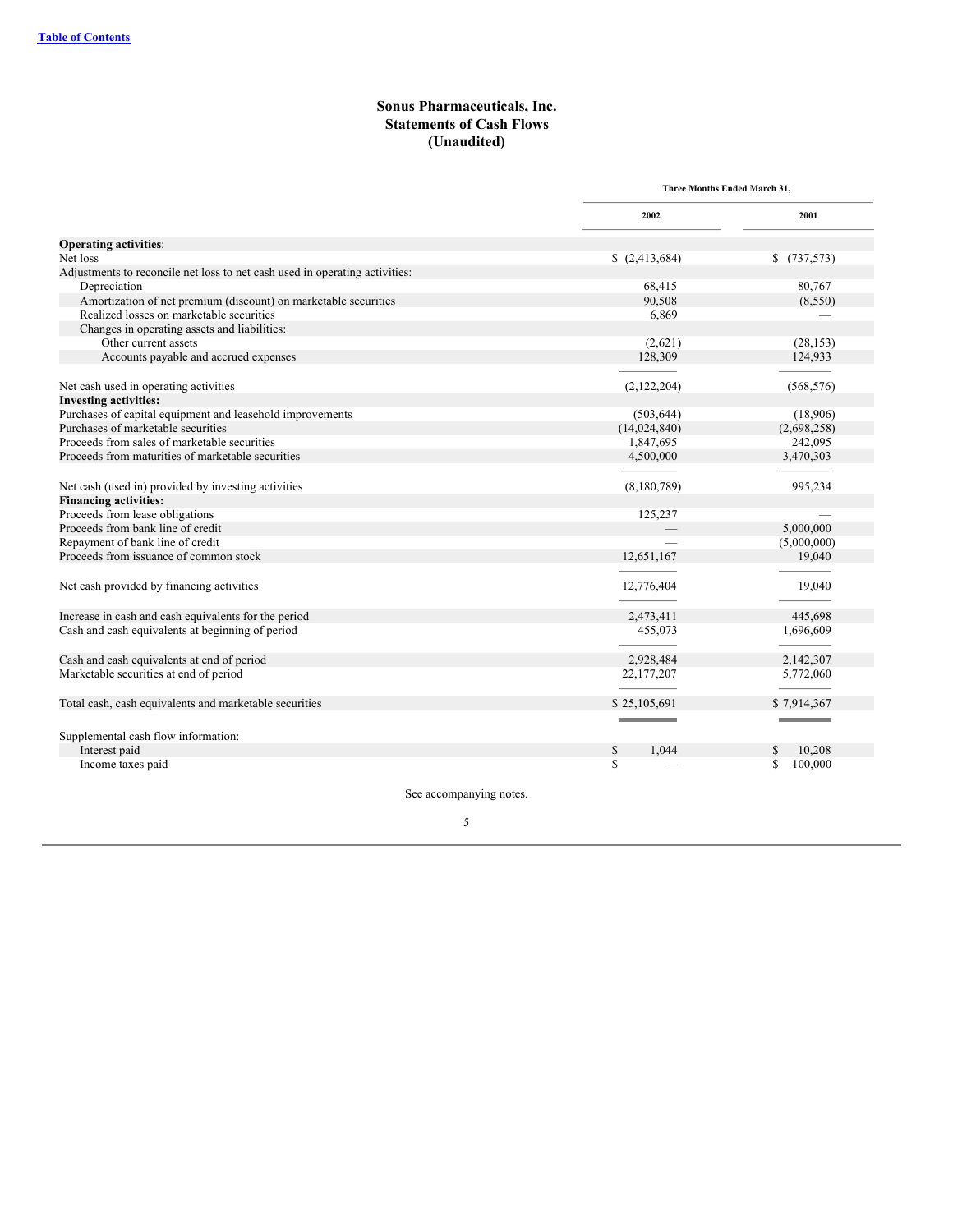# Sonus Pharmaceuticals, Inc.
## Statements of Cash Flows
### (Unaudited)

| | Three Months Ended March 31, | |
|---|---|---|
| | 2002 | 2001 |
| **Operating activities**: | | |
| Net loss | $ (2,413,684) | $ (737,573) |
| Adjustments to reconcile net loss to net cash used in operating activities: | | |
| Depreciation | 68,415 | 80,767 |
| Amortization of net premium (discount) on marketable securities | 90,508 | (8,550) |
| Realized losses on marketable securities | 6,869 | — |
| Changes in operating assets and liabilities: | | |
| Other current assets | (2,621) | (28,153) |
| Accounts payable and accrued expenses | 128,309 | 124,933 |
| Net cash used in operating activities | (2,122,204) | (568,576) |
| **Investing activities:** | | |
| Purchases of capital equipment and leasehold improvements | (503,644) | (18,906) |
| Purchases of marketable securities | (14,024,840) | (2,698,258) |
| Proceeds from sales of marketable securities | 1,847,695 | 242,095 |
| Proceeds from maturities of marketable securities | 4,500,000 | 3,470,303 |
| Net cash (used in) provided by investing activities | (8,180,789) | 995,234 |
| **Financing activities:** | | |
| Proceeds from lease obligations | 125,237 | — |
| Proceeds from bank line of credit | — | 5,000,000 |
| Repayment of bank line of credit | — | (5,000,000) |
| Proceeds from issuance of common stock | 12,651,167 | 19,040 |
| Net cash provided by financing activities | 12,776,404 | 19,040 |
| Increase in cash and cash equivalents for the period | 2,473,411 | 445,698 |
| Cash and cash equivalents at beginning of period | 455,073 | 1,696,609 |
| Cash and cash equivalents at end of period | 2,928,484 | 2,142,307 |
| Marketable securities at end of period | 22,177,207 | 5,772,060 |
| Total cash, cash equivalents and marketable securities | $ 25,105,691 | $ 7,914,367 |
| Supplemental cash flow information: | | |
| Interest paid | $ 1,044 | $ 10,208 |
| Income taxes paid | $ — | $ 100,000 |

See accompanying notes.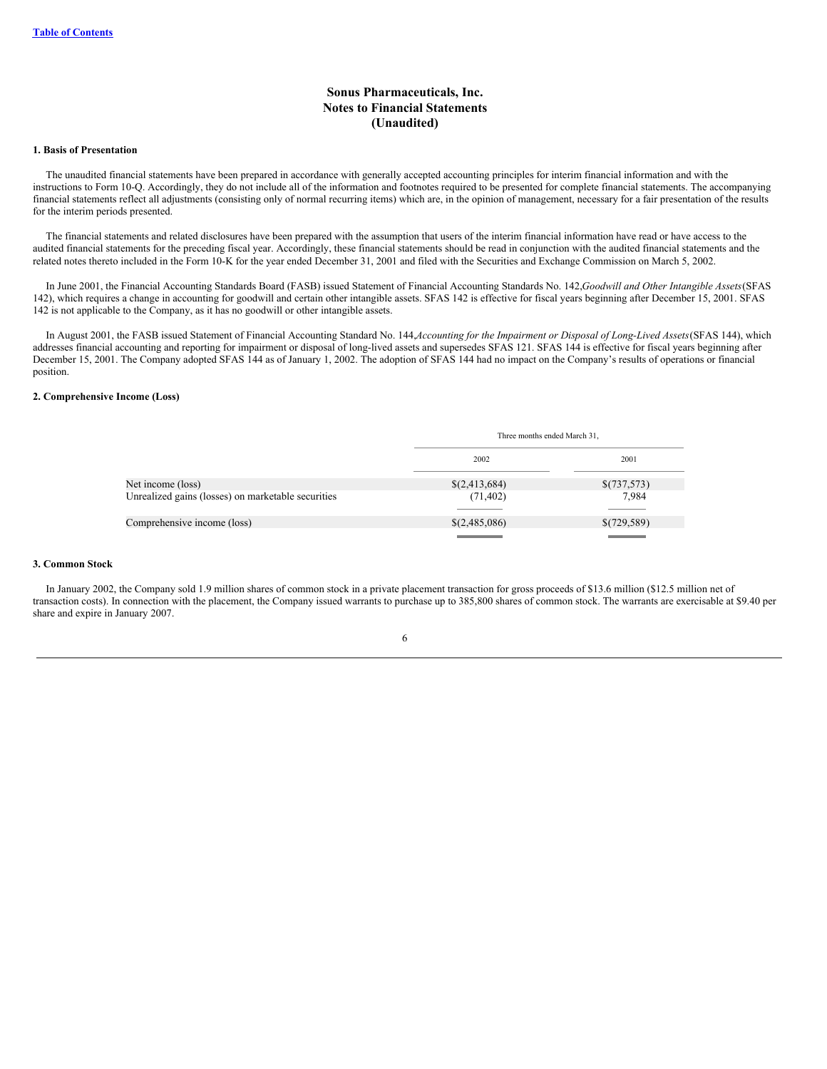# Sonus Pharmaceuticals, Inc.
## Notes to Financial Statements
## (Unaudited)

### 1. Basis of Presentation

The unaudited financial statements have been prepared in accordance with generally accepted accounting principles for interim financial information and with the instructions to Form 10-Q. Accordingly, they do not include all of the information and footnotes required to be presented for complete financial statements. The accompanying financial statements reflect all adjustments (consisting only of normal recurring items) which are, in the opinion of management, necessary for a fair presentation of the results for the interim periods presented.

The financial statements and related disclosures have been prepared with the assumption that users of the interim financial information have read or have access to the audited financial statements for the preceding fiscal year. Accordingly, these financial statements should be read in conjunction with the audited financial statements and the related notes thereto included in the Form 10-K for the year ended December 31, 2001 and filed with the Securities and Exchange Commission on March 5, 2002.

In June 2001, the Financial Accounting Standards Board (FASB) issued Statement of Financial Accounting Standards No. 142, *Goodwill and Other Intangible Assets* (SFAS 142), which requires a change in accounting for goodwill and certain other intangible assets. SFAS 142 is effective for fiscal years beginning after December 15, 2001. SFAS 142 is not applicable to the Company, as it has no goodwill or other intangible assets.

In August 2001, the FASB issued Statement of Financial Accounting Standard No. 144, *Accounting for the Impairment or Disposal of Long-Lived Assets* (SFAS 144), which addresses financial accounting and reporting for impairment or disposal of long-lived assets and supersedes SFAS 121. SFAS 144 is effective for fiscal years beginning after December 15, 2001. The Company adopted SFAS 144 as of January 1, 2002. The adoption of SFAS 144 had no impact on the Company's results of operations or financial position.

### 2. Comprehensive Income (Loss)

| | Three months ended March 31, | |
|---|---|---|
| | 2002 | 2001 |
| Net income (loss) | $(2,413,684) | $(737,573) |
| Unrealized gains (losses) on marketable securities | (71,402) | 7,984 |
| Comprehensive income (loss) | $(2,485,086) | $(729,589) |

### 3. Common Stock

In January 2002, the Company sold 1.9 million shares of common stock in a private placement transaction for gross proceeds of $13.6 million ($12.5 million net of transaction costs). In connection with the placement, the Company issued warrants to purchase up to 385,800 shares of common stock. The warrants are exercisable at $9.40 per share and expire in January 2007.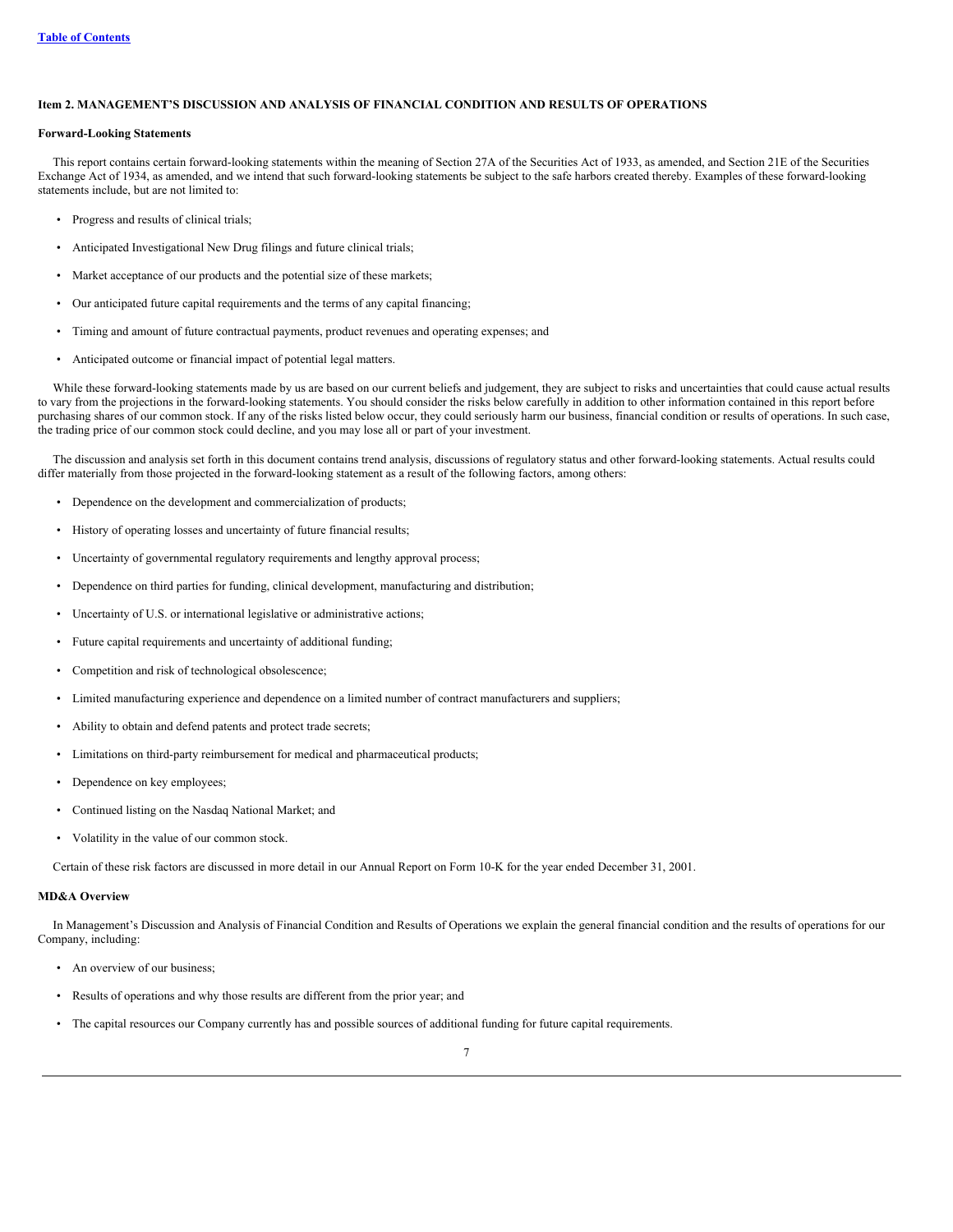[Table of Contents](#)

### Item 2. MANAGEMENT'S DISCUSSION AND ANALYSIS OF FINANCIAL CONDITION AND RESULTS OF OPERATIONS

**Forward-Looking Statements**

This report contains certain forward-looking statements within the meaning of Section 27A of the Securities Act of 1933, as amended, and Section 21E of the Securities Exchange Act of 1934, as amended, and we intend that such forward-looking statements be subject to the safe harbors created thereby. Examples of these forward-looking statements include, but are not limited to:

- Progress and results of clinical trials;
- Anticipated Investigational New Drug filings and future clinical trials;
- Market acceptance of our products and the potential size of these markets;
- Our anticipated future capital requirements and the terms of any capital financing;
- Timing and amount of future contractual payments, product revenues and operating expenses; and
- Anticipated outcome or financial impact of potential legal matters.

While these forward-looking statements made by us are based on our current beliefs and judgement, they are subject to risks and uncertainties that could cause actual results to vary from the projections in the forward-looking statements. You should consider the risks below carefully in addition to other information contained in this report before purchasing shares of our common stock. If any of the risks listed below occur, they could seriously harm our business, financial condition or results of operations. In such case, the trading price of our common stock could decline, and you may lose all or part of your investment.

The discussion and analysis set forth in this document contains trend analysis, discussions of regulatory status and other forward-looking statements. Actual results could differ materially from those projected in the forward-looking statement as a result of the following factors, among others:

- Dependence on the development and commercialization of products;
- History of operating losses and uncertainty of future financial results;
- Uncertainty of governmental regulatory requirements and lengthy approval process;
- Dependence on third parties for funding, clinical development, manufacturing and distribution;
- Uncertainty of U.S. or international legislative or administrative actions;
- Future capital requirements and uncertainty of additional funding;
- Competition and risk of technological obsolescence;
- Limited manufacturing experience and dependence on a limited number of contract manufacturers and suppliers;
- Ability to obtain and defend patents and protect trade secrets;
- Limitations on third-party reimbursement for medical and pharmaceutical products;
- Dependence on key employees;
- Continued listing on the Nasdaq National Market; and
- Volatility in the value of our common stock.

Certain of these risk factors are discussed in more detail in our Annual Report on Form 10-K for the year ended December 31, 2001.

**MD&A Overview**

In Management's Discussion and Analysis of Financial Condition and Results of Operations we explain the general financial condition and the results of operations for our Company, including:

- An overview of our business;
- Results of operations and why those results are different from the prior year; and
- The capital resources our Company currently has and possible sources of additional funding for future capital requirements.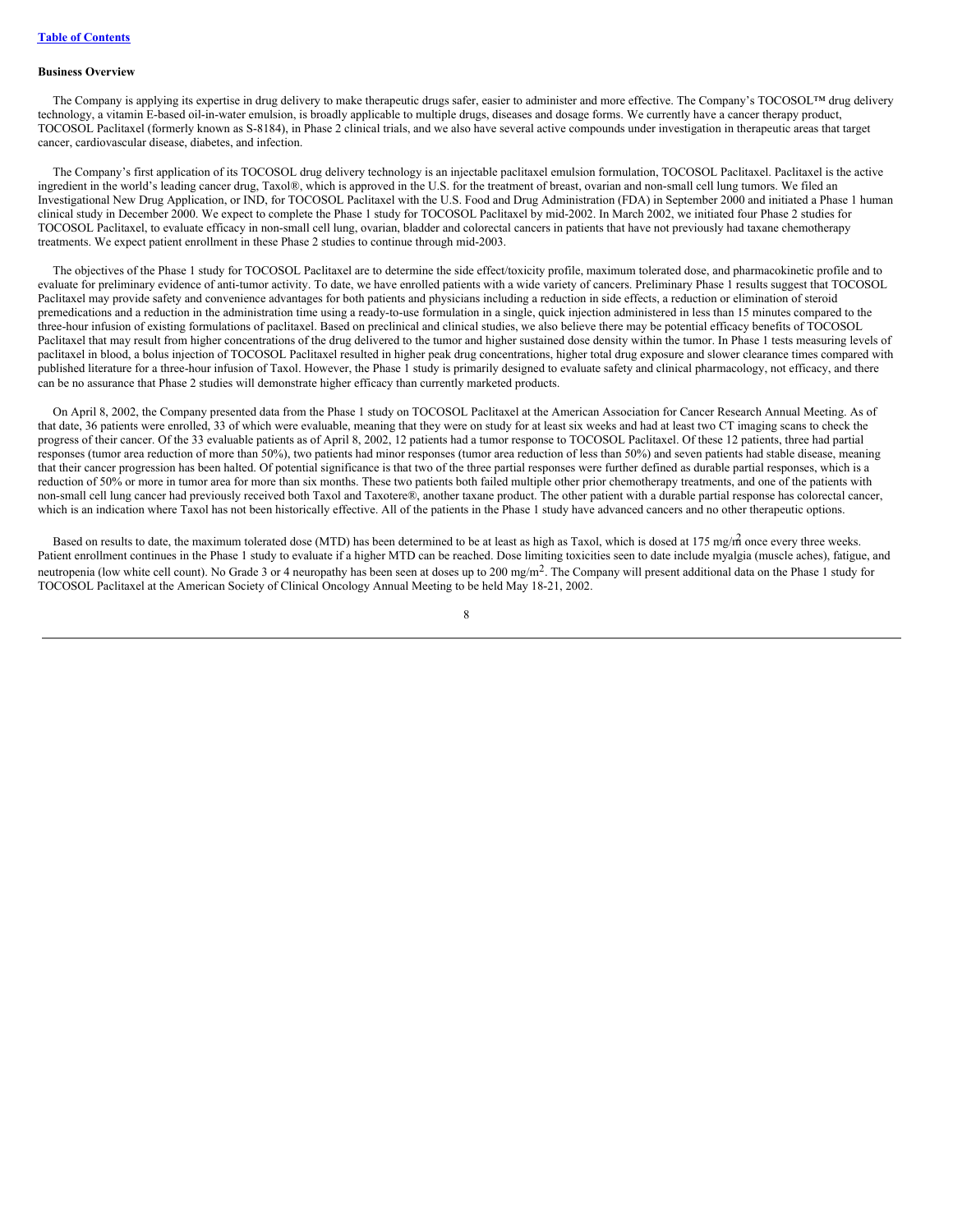[Table of Contents](#)

**Business Overview**

The Company is applying its expertise in drug delivery to make therapeutic drugs safer, easier to administer and more effective. The Company's TOCOSOL™ drug delivery technology, a vitamin E-based oil-in-water emulsion, is broadly applicable to multiple drugs, diseases and dosage forms. We currently have a cancer therapy product, TOCOSOL Paclitaxel (formerly known as S-8184), in Phase 2 clinical trials, and we also have several active compounds under investigation in therapeutic areas that target cancer, cardiovascular disease, diabetes, and infection.

The Company's first application of its TOCOSOL drug delivery technology is an injectable paclitaxel emulsion formulation, TOCOSOL Paclitaxel. Paclitaxel is the active ingredient in the world's leading cancer drug, Taxol®, which is approved in the U.S. for the treatment of breast, ovarian and non-small cell lung tumors. We filed an Investigational New Drug Application, or IND, for TOCOSOL Paclitaxel with the U.S. Food and Drug Administration (FDA) in September 2000 and initiated a Phase 1 human clinical study in December 2000. We expect to complete the Phase 1 study for TOCOSOL Paclitaxel by mid-2002. In March 2002, we initiated four Phase 2 studies for TOCOSOL Paclitaxel, to evaluate efficacy in non-small cell lung, ovarian, bladder and colorectal cancers in patients that have not previously had taxane chemotherapy treatments. We expect patient enrollment in these Phase 2 studies to continue through mid-2003.

The objectives of the Phase 1 study for TOCOSOL Paclitaxel are to determine the side effect/toxicity profile, maximum tolerated dose, and pharmacokinetic profile and to evaluate for preliminary evidence of anti-tumor activity. To date, we have enrolled patients with a wide variety of cancers. Preliminary Phase 1 results suggest that TOCOSOL Paclitaxel may provide safety and convenience advantages for both patients and physicians including a reduction in side effects, a reduction or elimination of steroid premedications and a reduction in the administration time using a ready-to-use formulation in a single, quick injection administered in less than 15 minutes compared to the three-hour infusion of existing formulations of paclitaxel. Based on preclinical and clinical studies, we also believe there may be potential efficacy benefits of TOCOSOL Paclitaxel that may result from higher concentrations of the drug delivered to the tumor and higher sustained dose density within the tumor. In Phase 1 tests measuring levels of paclitaxel in blood, a bolus injection of TOCOSOL Paclitaxel resulted in higher peak drug concentrations, higher total drug exposure and slower clearance times compared with published literature for a three-hour infusion of Taxol. However, the Phase 1 study is primarily designed to evaluate safety and clinical pharmacology, not efficacy, and there can be no assurance that Phase 2 studies will demonstrate higher efficacy than currently marketed products.

On April 8, 2002, the Company presented data from the Phase 1 study on TOCOSOL Paclitaxel at the American Association for Cancer Research Annual Meeting. As of that date, 36 patients were enrolled, 33 of which were evaluable, meaning that they were on study for at least six weeks and had at least two CT imaging scans to check the progress of their cancer. Of the 33 evaluable patients as of April 8, 2002, 12 patients had a tumor response to TOCOSOL Paclitaxel. Of these 12 patients, three had partial responses (tumor area reduction of more than 50%), two patients had minor responses (tumor area reduction of less than 50%) and seven patients had stable disease, meaning that their cancer progression has been halted. Of potential significance is that two of the three partial responses were further defined as durable partial responses, which is a reduction of 50% or more in tumor area for more than six months. These two patients both failed multiple other prior chemotherapy treatments, and one of the patients with non-small cell lung cancer had previously received both Taxol and Taxotere®, another taxane product. The other patient with a durable partial response has colorectal cancer, which is an indication where Taxol has not been historically effective. All of the patients in the Phase 1 study have advanced cancers and no other therapeutic options.

Based on results to date, the maximum tolerated dose (MTD) has been determined to be at least as high as Taxol, which is dosed at 175 mg/m$^2$ once every three weeks. Patient enrollment continues in the Phase 1 study to evaluate if a higher MTD can be reached. Dose limiting toxicities seen to date include myalgia (muscle aches), fatigue, and neutropenia (low white cell count). No Grade 3 or 4 neuropathy has been seen at doses up to 200 mg/m$^2$. The Company will present additional data on the Phase 1 study for TOCOSOL Paclitaxel at the American Society of Clinical Oncology Annual Meeting to be held May 18-21, 2002.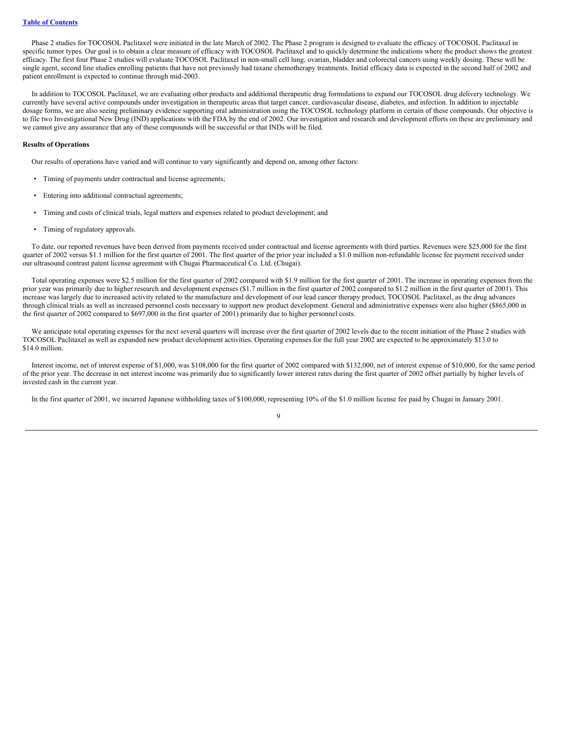Phase 2 studies for TOCOSOL Paclitaxel were initiated in the late March of 2002. The Phase 2 program is designed to evaluate the efficacy of TOCOSOL Paclitaxel in specific tumor types. Our goal is to obtain a clear measure of efficacy with TOCOSOL Paclitaxel and to quickly determine the indications where the product shows the greatest efficacy. The first four Phase 2 studies will evaluate TOCOSOL Paclitaxel in non-small cell lung, ovarian, bladder and colorectal cancers using weekly dosing. These will be single agent, second line studies enrolling patients that have not previously had taxane chemotherapy treatments. Initial efficacy data is expected in the second half of 2002 and patient enrollment is expected to continue through mid-2003.

In addition to TOCOSOL Paclitaxel, we are evaluating other products and additional therapeutic drug formulations to expand our TOCOSOL drug delivery technology. We currently have several active compounds under investigation in therapeutic areas that target cancer, cardiovascular disease, diabetes, and infection. In addition to injectable dosage forms, we are also seeing preliminary evidence supporting oral administration using the TOCOSOL technology platform in certain of these compounds. Our objective is to file two Investigational New Drug (IND) applications with the FDA by the end of 2002. Our investigation and research and development efforts on these are preliminary and we cannot give any assurance that any of these compounds will be successful or that INDs will be filed.

**Results of Operations**

Our results of operations have varied and will continue to vary significantly and depend on, among other factors:

- Timing of payments under contractual and license agreements;
- Entering into additional contractual agreements;
- Timing and costs of clinical trials, legal matters and expenses related to product development; and
- Timing of regulatory approvals.

To date, our reported revenues have been derived from payments received under contractual and license agreements with third parties. Revenues were $25,000 for the first quarter of 2002 versus $1.1 million for the first quarter of 2001. The first quarter of the prior year included a $1.0 million non-refundable license fee payment received under our ultrasound contrast patent license agreement with Chugai Pharmaceutical Co. Ltd. (Chugai).

Total operating expenses were $2.5 million for the first quarter of 2002 compared with $1.9 million for the first quarter of 2001. The increase in operating expenses from the prior year was primarily due to higher research and development expenses ($1.7 million in the first quarter of 2002 compared to $1.2 million in the first quarter of 2001). This increase was largely due to increased activity related to the manufacture and development of our lead cancer therapy product, TOCOSOL Paclitaxel, as the drug advances through clinical trials as well as increased personnel costs necessary to support new product development. General and administrative expenses were also higher ($865,000 in the first quarter of 2002 compared to $697,000 in the first quarter of 2001) primarily due to higher personnel costs.

We anticipate total operating expenses for the next several quarters will increase over the first quarter of 2002 levels due to the recent initiation of the Phase 2 studies with TOCOSOL Paclitaxel as well as expanded new product development activities. Operating expenses for the full year 2002 are expected to be approximately $13.0 to $14.0 million.

Interest income, net of interest expense of $1,000, was $108,000 for the first quarter of 2002 compared with $132,000, net of interest expense of $10,000, for the same period of the prior year. The decrease in net interest income was primarily due to significantly lower interest rates during the first quarter of 2002 offset partially by higher levels of invested cash in the current year.

In the first quarter of 2001, we incurred Japanese withholding taxes of $100,000, representing 10% of the $1.0 million license fee paid by Chugai in January 2001.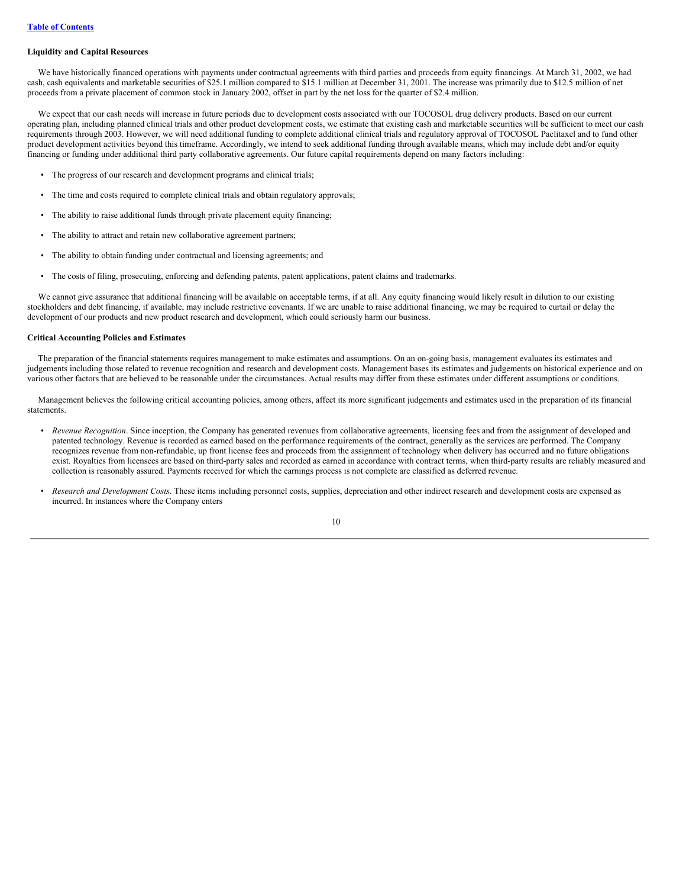**Liquidity and Capital Resources**

We have historically financed operations with payments under contractual agreements with third parties and proceeds from equity financings. At March 31, 2002, we had cash, cash equivalents and marketable securities of $25.1 million compared to $15.1 million at December 31, 2001. The increase was primarily due to $12.5 million of net proceeds from a private placement of common stock in January 2002, offset in part by the net loss for the quarter of $2.4 million.

We expect that our cash needs will increase in future periods due to development costs associated with our TOCOSOL drug delivery products. Based on our current operating plan, including planned clinical trials and other product development costs, we estimate that existing cash and marketable securities will be sufficient to meet our cash requirements through 2003. However, we will need additional funding to complete additional clinical trials and regulatory approval of TOCOSOL Paclitaxel and to fund other product development activities beyond this timeframe. Accordingly, we intend to seek additional funding through available means, which may include debt and/or equity financing or funding under additional third party collaborative agreements. Our future capital requirements depend on many factors including:

- The progress of our research and development programs and clinical trials;
- The time and costs required to complete clinical trials and obtain regulatory approvals;
- The ability to raise additional funds through private placement equity financing;
- The ability to attract and retain new collaborative agreement partners;
- The ability to obtain funding under contractual and licensing agreements; and
- The costs of filing, prosecuting, enforcing and defending patents, patent applications, patent claims and trademarks.

We cannot give assurance that additional financing will be available on acceptable terms, if at all. Any equity financing would likely result in dilution to our existing stockholders and debt financing, if available, may include restrictive covenants. If we are unable to raise additional financing, we may be required to curtail or delay the development of our products and new product research and development, which could seriously harm our business.

**Critical Accounting Policies and Estimates**

The preparation of the financial statements requires management to make estimates and assumptions. On an on-going basis, management evaluates its estimates and judgements including those related to revenue recognition and research and development costs. Management bases its estimates and judgements on historical experience and on various other factors that are believed to be reasonable under the circumstances. Actual results may differ from these estimates under different assumptions or conditions.

Management believes the following critical accounting policies, among others, affect its more significant judgements and estimates used in the preparation of its financial statements.

- *Revenue Recognition*. Since inception, the Company has generated revenues from collaborative agreements, licensing fees and from the assignment of developed and patented technology. Revenue is recorded as earned based on the performance requirements of the contract, generally as the services are performed. The Company recognizes revenue from non-refundable, up front license fees and proceeds from the assignment of technology when delivery has occurred and no future obligations exist. Royalties from licensees are based on third-party sales and recorded as earned in accordance with contract terms, when third-party results are reliably measured and collection is reasonably assured. Payments received for which the earnings process is not complete are classified as deferred revenue.
- *Research and Development Costs*. These items including personnel costs, supplies, depreciation and other indirect research and development costs are expensed as incurred. In instances where the Company enters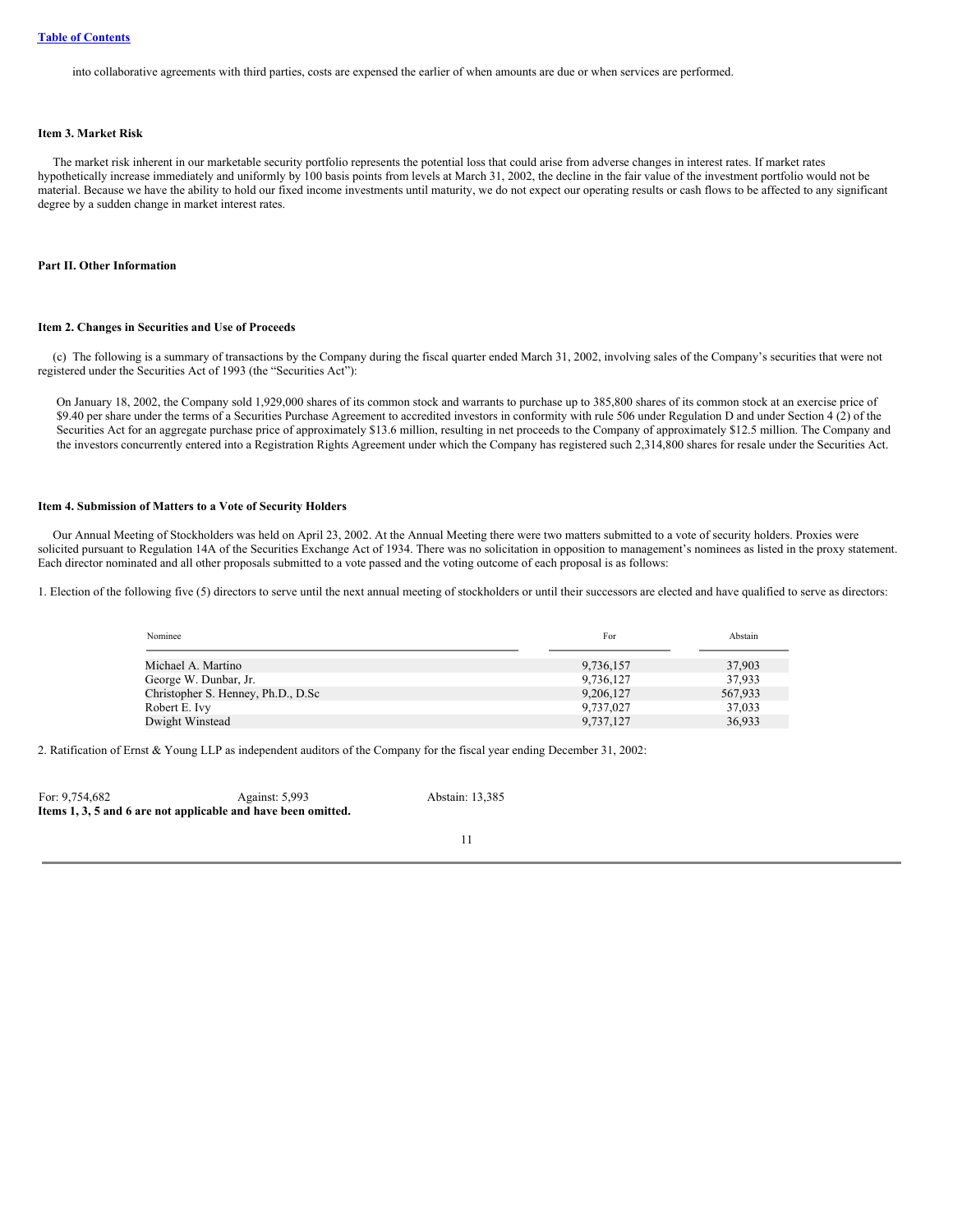into collaborative agreements with third parties, costs are expensed the earlier of when amounts are due or when services are performed.

**Item 3. Market Risk**

The market risk inherent in our marketable security portfolio represents the potential loss that could arise from adverse changes in interest rates. If market rates hypothetically increase immediately and uniformly by 100 basis points from levels at March 31, 2002, the decline in the fair value of the investment portfolio would not be material. Because we have the ability to hold our fixed income investments until maturity, we do not expect our operating results or cash flows to be affected to any significant degree by a sudden change in market interest rates.

**Part II. Other Information**

**Item 2. Changes in Securities and Use of Proceeds**

(c) The following is a summary of transactions by the Company during the fiscal quarter ended March 31, 2002, involving sales of the Company's securities that were not registered under the Securities Act of 1993 (the "Securities Act"):

On January 18, 2002, the Company sold 1,929,000 shares of its common stock and warrants to purchase up to 385,800 shares of its common stock at an exercise price of $9.40 per share under the terms of a Securities Purchase Agreement to accredited investors in conformity with rule 506 under Regulation D and under Section 4 (2) of the Securities Act for an aggregate purchase price of approximately $13.6 million, resulting in net proceeds to the Company of approximately $12.5 million. The Company and the investors concurrently entered into a Registration Rights Agreement under which the Company has registered such 2,314,800 shares for resale under the Securities Act.

**Item 4. Submission of Matters to a Vote of Security Holders**

Our Annual Meeting of Stockholders was held on April 23, 2002. At the Annual Meeting there were two matters submitted to a vote of security holders. Proxies were solicited pursuant to Regulation 14A of the Securities Exchange Act of 1934. There was no solicitation in opposition to management's nominees as listed in the proxy statement. Each director nominated and all other proposals submitted to a vote passed and the voting outcome of each proposal is as follows:

1. Election of the following five (5) directors to serve until the next annual meeting of stockholders or until their successors are elected and have qualified to serve as directors:

| Nominee | For | Abstain |
|---|---|---|
| Michael A. Martino | 9,736,157 | 37,903 |
| George W. Dunbar, Jr. | 9,736,127 | 37,933 |
| Christopher S. Henney, Ph.D., D.Sc | 9,206,127 | 567,933 |
| Robert E. Ivy | 9,737,027 | 37,033 |
| Dwight Winstead | 9,737,127 | 36,933 |

2. Ratification of Ernst & Young LLP as independent auditors of the Company for the fiscal year ending December 31, 2002:

For: 9,754,682 Against: 5,993 Abstain: 13,385

**Items 1, 3, 5 and 6 are not applicable and have been omitted.**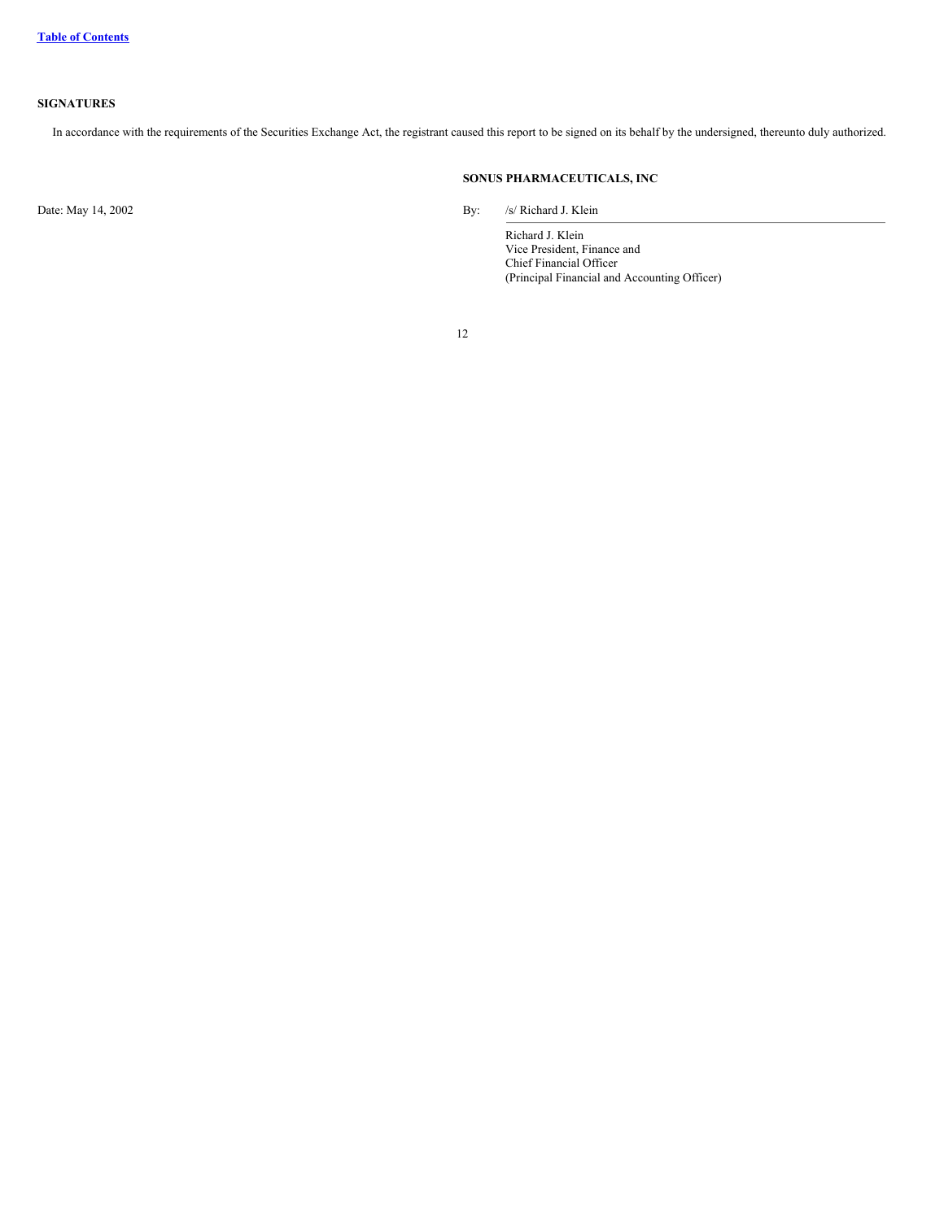## SIGNATURES

In accordance with the requirements of the Securities Exchange Act, the registrant caused this report to be signed on its behalf by the undersigned, thereunto duly authorized.

**SONUS PHARMACEUTICALS, INC**

Date: May 14, 2002

By: /s/ Richard J. Klein

Richard J. Klein
Vice President, Finance and
Chief Financial Officer
(Principal Financial and Accounting Officer)